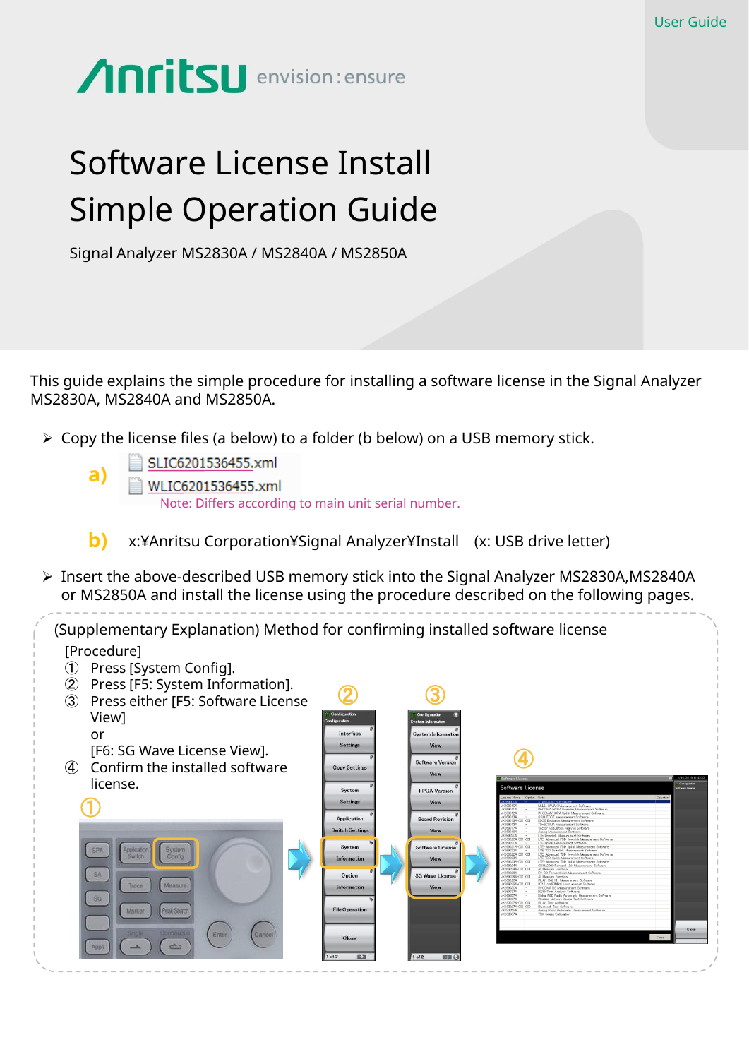User Guide

Anritsu envision : ensure

# Software License Install Simple Operation Guide

Signal Analyzer MS2830A / MS2840A / MS2850A

This guide explains the simple procedure for installing a software license in the Signal Analyzer MS2830A, MS2840A and MS2850A.

- Copy the license files (a below) to a folder (b below) on a USB memory stick.

**a)** SLIC6201536455.xml
WLIC6201536455.xml
Note: Differs according to main unit serial number.

**b)** x:¥Anritsu Corporation¥Signal Analyzer¥Install (x: USB drive letter)

- Insert the above-described USB memory stick into the Signal Analyzer MS2830A,MS2840A or MS2850A and install the license using the procedure described on the following pages.

(Supplementary Explanation) Method for confirming installed software license

[Procedure]

① Press [System Config].
② Press [F5: System Information].
③ Press either [F5: Software License View] or [F6: SG Wave License View].
④ Confirm the installed software license.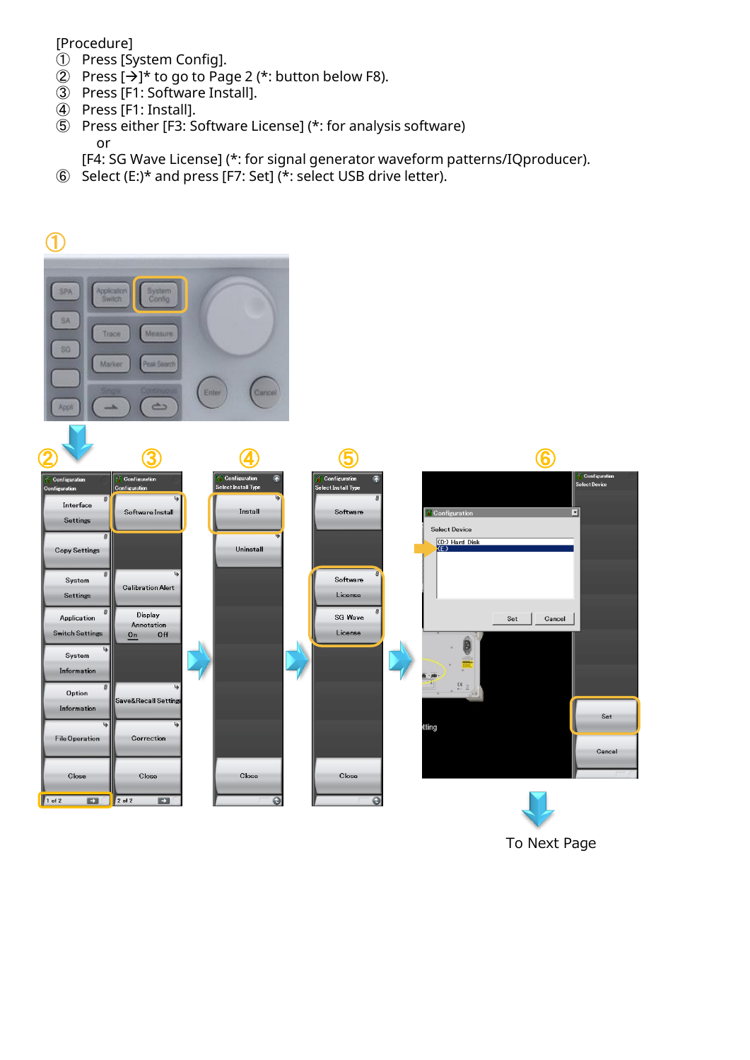[Procedure]

① Press [System Config].

② Press [→]* to go to Page 2 (*: button below F8).

③ Press [F1: Software Install].

④ Press [F1: Install].

⑤ Press either [F3: Software License] (*: for analysis software)

  or

  [F4: SG Wave License] (*: for signal generator waveform patterns/IQproducer).

⑥ Select (E:)* and press [F7: Set] (*: select USB drive letter).

To Next Page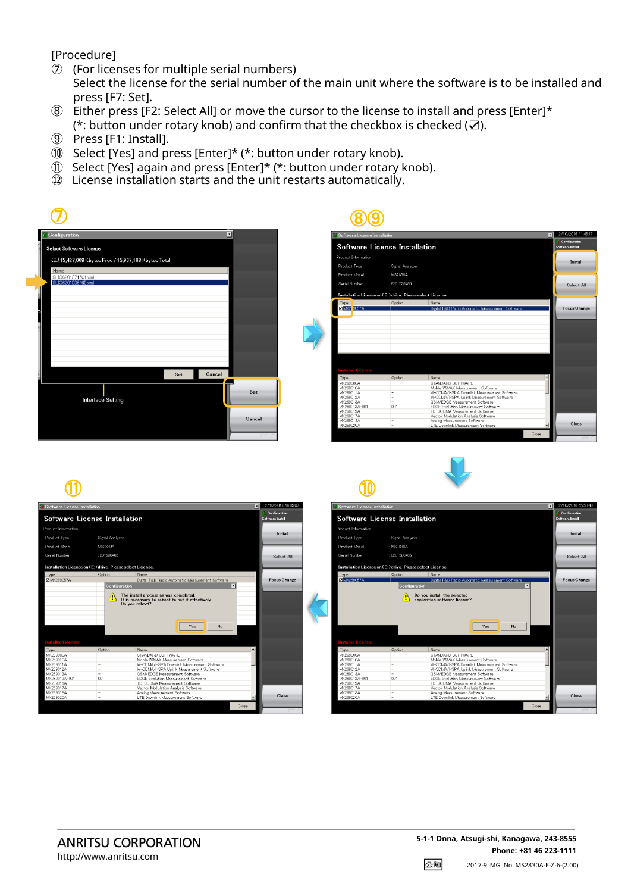[Procedure]

⑦ (For licenses for multiple serial numbers)
Select the license for the serial number of the main unit where the software is to be installed and press [F7: Set].

⑧ Either press [F2: Select All] or move the cursor to the license to install and press [Enter]*
(*: button under rotary knob) and confirm that the checkbox is checked (☑).

⑨ Press [F1: Install].

⑩ Select [Yes] and press [Enter]* (*: button under rotary knob).

⑪ Select [Yes] again and press [Enter]* (*: button under rotary knob).

⑫ License installation starts and the unit restarts automatically.

⑦

⑧⑨

⑪

⑩

**ANRITSU CORPORATION**
http://www.anritsu.com

5-1-1 Onna, Atsugi-shi, Kanagawa, 243-8555
Phone: +81 46 223-1111

公知 2017-9 MG No. MS2830A-E-Z-6-(2.00)